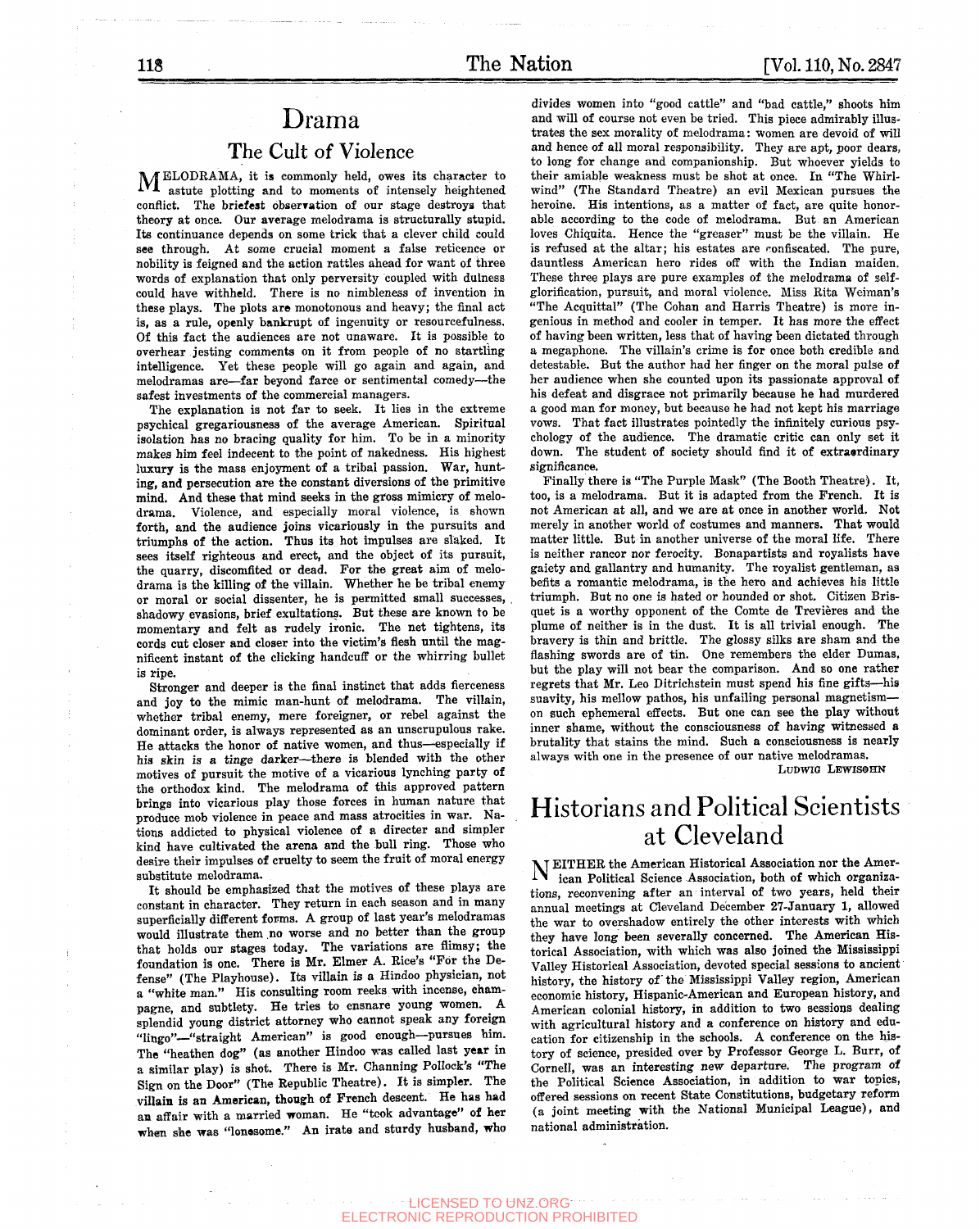# Drama

## The Cult of Violence

MELODRAMA, it is commonly held, owes its character to astute plotting and to moments of intensely heightened conflict. The briefest observation of our stage destroys that theory at once. Our average melodrama is structurally stupid. Its continuance depends on some trick that a clever child could see through. At some crucial moment a false reticence or nobility is feigned and the action rattles ahead for want of three words of explanation that only perversity coupled with dulness could have withheld. There is no nimbleness of invention in these plays. The plots are monotonous and heavy; the final act is, as a rule, openly bankrupt of ingenuity or resourcefulness. Of this fact the audiences are not unaware. It is possible to overhear jesting comments on it from people of no startling intelligence. Yet these people will go again and again, and melodramas are—far beyond farce or sentimental comedy—the safest investments of the commercial managers.

The explanation is not far to seek. It lies in the extreme psychical gregariousness of the average American. Spiritual isolation has no bracing quality for him. To be in a minority makes him feel indecent to the point of nakedness. His highest luxury is the mass enjoyment of a tribal passion. War, hunting, and persecution are the constant diversions of the primitive mind. And these that mind seeks in the gross mimicry of melodrama. Violence, and especially moral violence, is shown forth, and the audience joins vicariously in the pursuits and triumphs of the action. Thus its hot impulses are slaked. It sees itself righteous and erect, and the object of its pursuit, the quarry, discomfited or dead. For the great aim of melodrama is the killing of the villain. Whether he be tribal enemy or moral or social dissenter, he is permitted small successes, shadowy evasions, brief exultations. But these are known to be momentary and felt as rudely ironic. The net tightens, its cords cut closer and closer into the victim's flesh until the magnificent instant of the clicking handcuff or the whirring bullet is ripe.

Stronger and deeper is the final instinct that adds fierceness and joy to the mimic man-hunt of melodrama. The villain, whether tribal enemy, mere foreigner, or rebel against the dominant order, is always represented as an unscrupulous rake. He attacks the honor of native women, and thus—especially if *his skin is a tinge darker*—there is blended with the other motives of pursuit the motive of a vicarious lynching party of the orthodox kind. The melodrama of this approved pattern brings into vicarious play those forces in human nature that produce mob violence in peace and mass atrocities in war. Nations addicted to physical violence of a directer and simpler kind have cultivated the arena and the bull ring. Those who desire their impulses of cruelty to seem the fruit of moral energy substitute melodrama.

It should be emphasized that the motives of these plays are constant in character. They return in each season and in many superficially different forms. A group of last year's melodramas would illustrate them no worse and no better than the group that holds our stages today. The variations are flimsy; the foundation is one. There is Mr. Elmer A. Rice's "For the Defense" (The Playhouse). Its villain is a Hindoo physician, not a "white man." His consulting room reeks with incense, champagne, and subtlety. He tries to ensnare young women. A splendid young district attorney who cannot speak any foreign "lingo"—"straight American" is good enough—pursues him. The "heathen dog" (as another Hindoo was called last year in a similar play) is shot. There is Mr. Channing Pollock's "The Sign on the Door" (The Republic Theatre). It is simpler. The villain is an American, though of French descent. He has had an affair with a married woman. He "took advantage" of her when she was "lonesome." An irate and sturdy husband, who divides women into "good cattle" and "bad cattle," shoots him and will of course not even be tried. This piece admirably illustrates the sex morality of melodrama: women are devoid of will and hence of all moral responsibility. They are apt, poor dears, to long for change and companionship. But whoever yields to their amiable weakness must be shot at once. In "The Whirlwind" (The Standard Theatre) an evil Mexican pursues the heroine. His intentions, as a matter of fact, are quite honorable according to the code of melodrama. But an American loves Chiquita. Hence the "greaser" must be the villain. He is refused at the altar; his estates are confiscated. The pure, dauntless American hero rides off with the Indian maiden. These three plays are pure examples of the melodrama of self-glorification, pursuit, and moral violence. Miss Rita Weiman's "The Acquittal" (The Cohan and Harris Theatre) is more ingenious in method and cooler in temper. It has more the effect of having been written, less that of having been dictated through a megaphone. The villain's crime is for once both credible and detestable. But the author had her finger on the moral pulse of her audience when she counted upon its passionate approval of his defeat and disgrace not primarily because he had murdered a good man for money, but because he had not kept his marriage vows. That fact illustrates pointedly the infinitely curious psychology of the audience. The dramatic critic can only set it down. The student of society should find it of extraordinary significance.

Finally there is "The Purple Mask" (The Booth Theatre). It, too, is a melodrama. But it is adapted from the French. It is not American at all, and we are at once in another world. Not merely in another world of costumes and manners. That would matter little. But in another universe of the moral life. There is neither rancor nor ferocity. Bonapartists and royalists have gaiety and gallantry and humanity. The royalist gentleman, as befits a romantic melodrama, is the hero and achieves his little triumph. But no one is hated or hounded or shot. Citizen Brisquet is a worthy opponent of the Comte de Trevières and the plume of neither is in the dust. It is all trivial enough. The bravery is thin and brittle. The glossy silks are sham and the flashing swords are of tin. One remembers the elder Dumas, but the play will not bear the comparison. And so one rather regrets that Mr. Leo Ditrichstein must spend his fine gifts—his suavity, his mellow pathos, his unfailing personal magnetism—on such ephemeral effects. But one can see the play without inner shame, without the consciousness of having witnessed a brutality that stains the mind. Such a consciousness is nearly always with one in the presence of our native melodramas.

LUDWIG LEWISOHN

# Historians and Political Scientists at Cleveland

NEITHER the American Historical Association nor the American Political Science Association, both of which organizations, reconvening after an interval of two years, held their annual meetings at Cleveland December 27-January 1, allowed the war to overshadow entirely the other interests with which they have long been severally concerned. The American Historical Association, with which was also joined the Mississippi Valley Historical Association, devoted special sessions to ancient history, the history of the Mississippi Valley region, American economic history, Hispanic-American and European history, and American colonial history, in addition to two sessions dealing with agricultural history and a conference on history and education for citizenship in the schools. A conference on the history of science, presided over by Professor George L. Burr, of Cornell, was an interesting new departure. The program of the Political Science Association, in addition to war topics, offered sessions on recent State Constitutions, budgetary reform (a joint meeting with the National Municipal League), and national administration.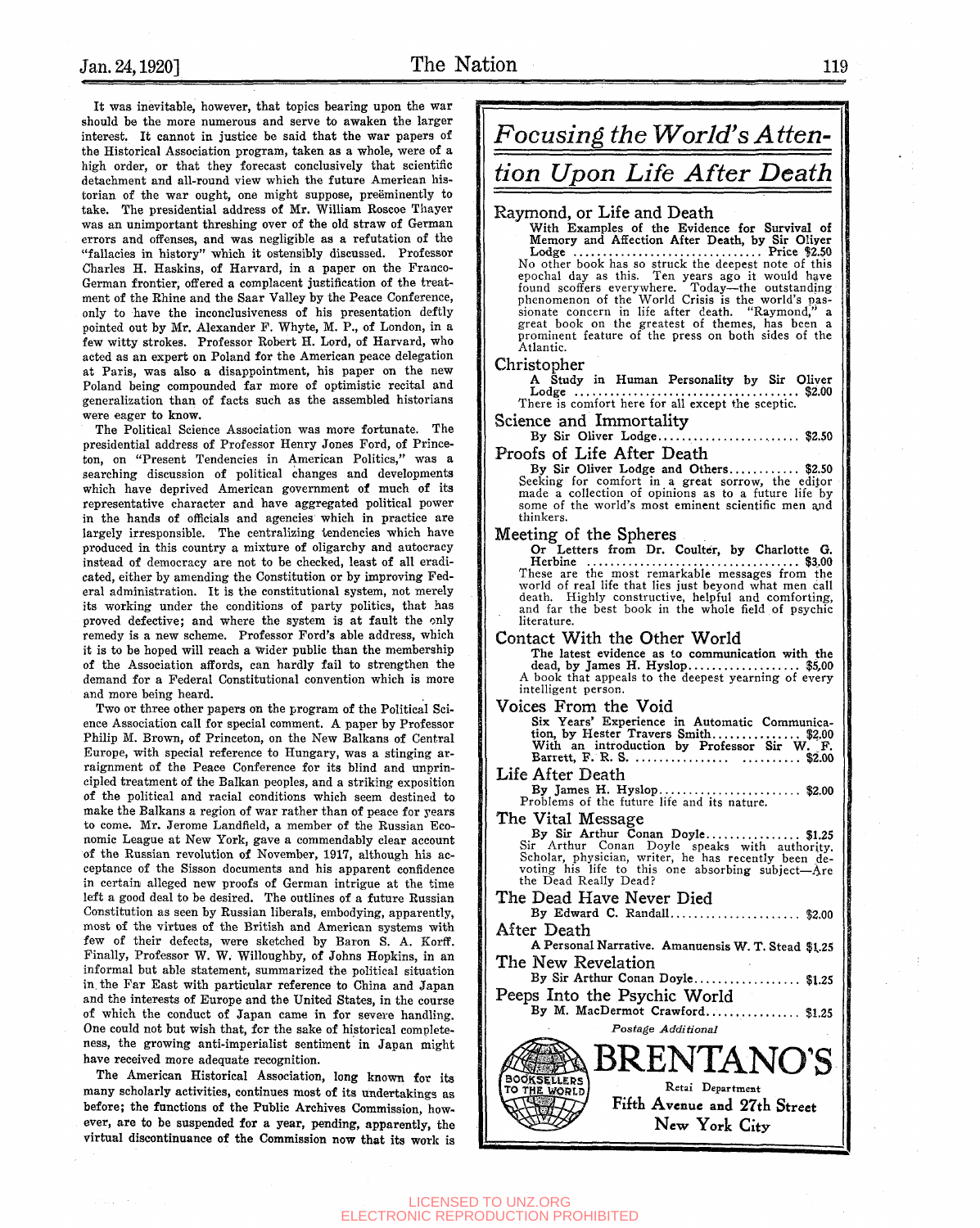It was inevitable, however, that topics bearing upon the war should be the more numerous and serve to awaken the larger interest. It cannot in justice be said that the war papers of the Historical Association program, taken as a whole, were of a high order, or that they forecast conclusively that scientific detachment and all-round view which the future American historian of the war ought, one might suppose, preëminently to take. The presidential address of Mr. William Roscoe Thayer was an unimportant threshing over of the old straw of German errors and offenses, and was negligible as a refutation of the "fallacies in history" which it ostensibly discussed. Professor Charles H. Haskins, of Harvard, in a paper on the Franco-German frontier, offered a complacent justification of the treatment of the Rhine and the Saar Valley by the Peace Conference, only to have the inconclusiveness of his presentation deftly pointed out by Mr. Alexander F. Whyte, M. P., of London, in a few witty strokes. Professor Robert H. Lord, of Harvard, who acted as an expert on Poland for the American peace delegation at Paris, was also a disappointment, his paper on the new Poland being compounded far more of optimistic recital and generalization than of facts such as the assembled historians were eager to know.

The Political Science Association was more fortunate. The presidential address of Professor Henry Jones Ford, of Princeton, on "Present Tendencies in American Politics," was a searching discussion of political changes and developments which have deprived American government of much of its representative character and have aggregated political power in the hands of officials and agencies which in practice are largely irresponsible. The centralizing tendencies which have produced in this country a mixture of oligarchy and autocracy instead of democracy are not to be checked, least of all eradicated, either by amending the Constitution or by improving Federal administration. It is the constitutional system, not merely its working under the conditions of party politics, that has proved defective; and where the system is at fault the only remedy is a new scheme. Professor Ford's able address, which it is to be hoped will reach a wider public than the membership of the Association affords, can hardly fail to strengthen the demand for a Federal Constitutional convention which is more and more being heard.

Two or three other papers on the program of the Political Science Association call for special comment. A paper by Professor Philip M. Brown, of Princeton, on the New Balkans of Central Europe, with special reference to Hungary, was a stinging arraignment of the Peace Conference for its blind and unprincipled treatment of the Balkan peoples, and a striking exposition of the political and racial conditions which seem destined to make the Balkans a region of war rather than of peace for years to come. Mr. Jerome Landfield, a member of the Russian Economic League at New York, gave a commendably clear account of the Russian revolution of November, 1917, although his acceptance of the Sisson documents and his apparent confidence in certain alleged new proofs of German intrigue at the time left a good deal to be desired. The outlines of a future Russian Constitution as seen by Russian liberals, embodying, apparently, most of the virtues of the British and American systems with few of their defects, were sketched by Baron S. A. Korff. Finally, Professor W. W. Willoughby, of Johns Hopkins, in an informal but able statement, summarized the political situation in the Far East with particular reference to China and Japan and the interests of Europe and the United States, in the course of which the conduct of Japan came in for severe handling. One could not but wish that, for the sake of historical completeness, the growing anti-imperialist sentiment in Japan might have received more adequate recognition.

The American Historical Association, long known for its many scholarly activities, continues most of its undertakings as before; the functions of the Public Archives Commission, however, are to be suspended for a year, pending, apparently, the virtual discontinuance of the Commission now that its work is

---

# *Focusing the World's Attention Upon Life After Death*

**Raymond, or Life and Death**
With Examples of the Evidence for Survival of Memory and Affection After Death, by Sir Oliver Lodge .................................. Price $2.50
No other book has so struck the deepest note of this epochal day as this. Ten years ago it would have found scoffers everywhere. Today—the outstanding phenomenon of the World Crisis is the world's passionate concern in life after death. "Raymond," a great book on the greatest of themes, has been a prominent feature of the press on both sides of the Atlantic.

**Christopher**
A Study in Human Personality by Sir Oliver Lodge .................................. $2.00
There is comfort here for all except the sceptic.

**Science and Immortality**
By Sir Oliver Lodge........................ $2.50

**Proofs of Life After Death**
By Sir Oliver Lodge and Others............ $2.50
Seeking for comfort in a great sorrow, the editor made a collection of opinions as to a future life by some of the world's most eminent scientific men and thinkers.

**Meeting of the Spheres**
Or Letters from Dr. Coulter, by Charlotte G. Herbine .................................. $3.00
These are the most remarkable messages from the world of real life that lies just beyond what men call death. Highly constructive, helpful and comforting, and far the best book in the whole field of psychic literature.

**Contact With the Other World**
The latest evidence as to communication with the dead, by James H. Hyslop.................. $5.00
A book that appeals to the deepest yearning of every intelligent person.

**Voices From the Void**
Six Years' Experience in Automatic Communication, by Hester Travers Smith.............. $2.00
With an introduction by Professor Sir W. F. Barrett, F. R. S. ................ .......... $2.00

**Life After Death**
By James H. Hyslop........................ $2.00
Problems of the future life and its nature.

**The Vital Message**
By Sir Arthur Conan Doyle................ $1.25
Sir Arthur Conan Doyle speaks with authority. Scholar, physician, writer, he has recently been devoting his life to this one absorbing subject—Are the Dead Really Dead?

**The Dead Have Never Died**
By Edward C. Randall...................... $2.00

**After Death**
A Personal Narrative. Amanuensis W. T. Stead $1.25

**The New Revelation**
By Sir Arthur Conan Doyle.................. $1.25

**Peeps Into the Psychic World**
By M. MacDermot Crawford................ $1.25

*Postage Additional*

BOOKSELLERS TO THE WORLD

**BRENTANO'S**
Retail Department
Fifth Avenue and 27th Street
New York City